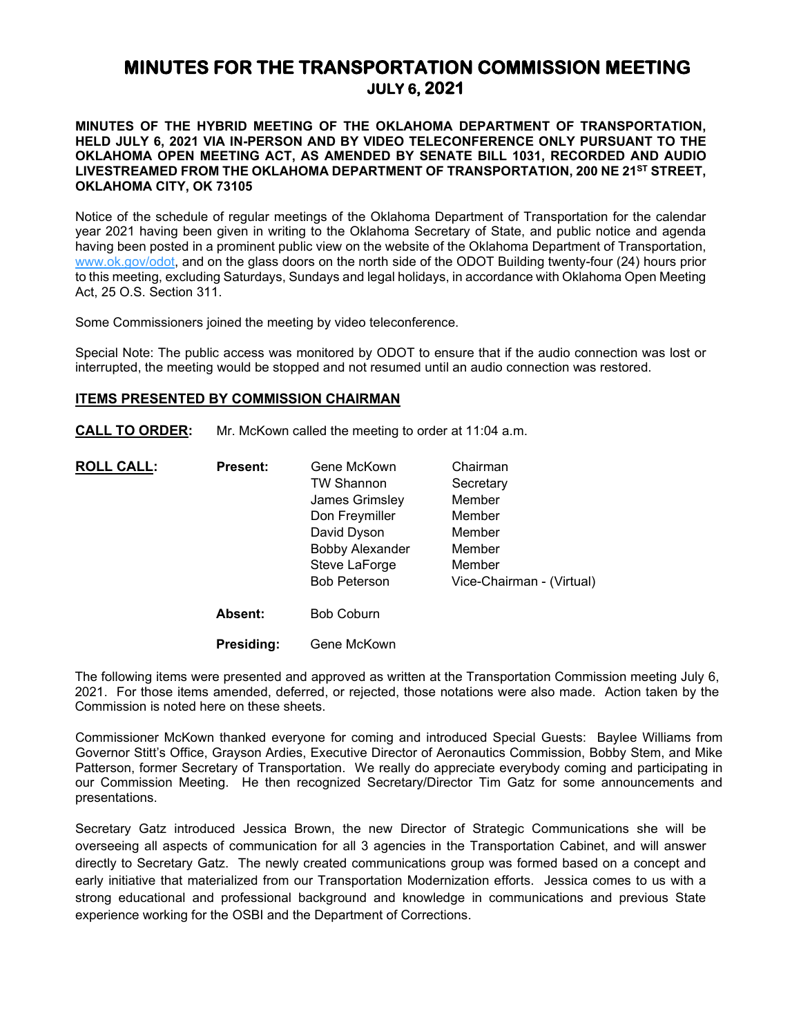# MINUTES FOR THE TRANSPORTATION COMMISSION MEETING
## JULY 6, 2021

**MINUTES OF THE HYBRID MEETING OF THE OKLAHOMA DEPARTMENT OF TRANSPORTATION, HELD JULY 6, 2021 VIA IN-PERSON AND BY VIDEO TELECONFERENCE ONLY PURSUANT TO THE OKLAHOMA OPEN MEETING ACT, AS AMENDED BY SENATE BILL 1031, RECORDED AND AUDIO LIVESTREAMED FROM THE OKLAHOMA DEPARTMENT OF TRANSPORTATION, 200 NE 21ST STREET, OKLAHOMA CITY, OK 73105**

Notice of the schedule of regular meetings of the Oklahoma Department of Transportation for the calendar year 2021 having been given in writing to the Oklahoma Secretary of State, and public notice and agenda having been posted in a prominent public view on the website of the Oklahoma Department of Transportation, www.ok.gov/odot, and on the glass doors on the north side of the ODOT Building twenty-four (24) hours prior to this meeting, excluding Saturdays, Sundays and legal holidays, in accordance with Oklahoma Open Meeting Act, 25 O.S. Section 311.

Some Commissioners joined the meeting by video teleconference.

Special Note: The public access was monitored by ODOT to ensure that if the audio connection was lost or interrupted, the meeting would be stopped and not resumed until an audio connection was restored.

**ITEMS PRESENTED BY COMMISSION CHAIRMAN**

**CALL TO ORDER:** Mr. McKown called the meeting to order at 11:04 a.m.

**ROLL CALL:**

| | | |
|---|---|---|
| **Present:** | Gene McKown | Chairman |
| | TW Shannon | Secretary |
| | James Grimsley | Member |
| | Don Freymiller | Member |
| | David Dyson | Member |
| | Bobby Alexander | Member |
| | Steve LaForge | Member |
| | Bob Peterson | Vice-Chairman - (Virtual) |
| **Absent:** | Bob Coburn | |
| **Presiding:** | Gene McKown | |

The following items were presented and approved as written at the Transportation Commission meeting July 6, 2021. For those items amended, deferred, or rejected, those notations were also made. Action taken by the Commission is noted here on these sheets.

Commissioner McKown thanked everyone for coming and introduced Special Guests: Baylee Williams from Governor Stitt's Office, Grayson Ardies, Executive Director of Aeronautics Commission, Bobby Stem, and Mike Patterson, former Secretary of Transportation. We really do appreciate everybody coming and participating in our Commission Meeting. He then recognized Secretary/Director Tim Gatz for some announcements and presentations.

Secretary Gatz introduced Jessica Brown, the new Director of Strategic Communications she will be overseeing all aspects of communication for all 3 agencies in the Transportation Cabinet, and will answer directly to Secretary Gatz. The newly created communications group was formed based on a concept and early initiative that materialized from our Transportation Modernization efforts. Jessica comes to us with a strong educational and professional background and knowledge in communications and previous State experience working for the OSBI and the Department of Corrections.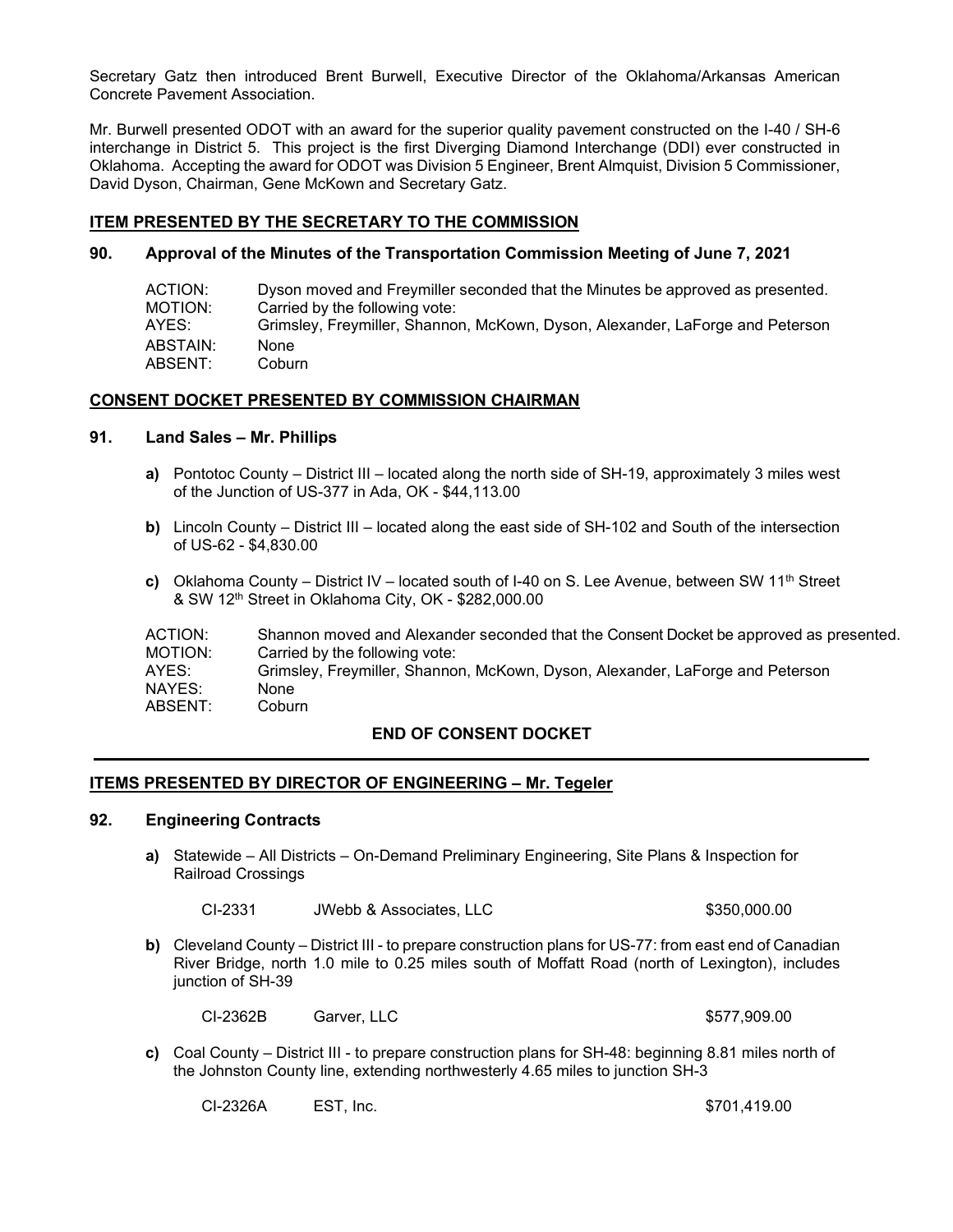Secretary Gatz then introduced Brent Burwell, Executive Director of the Oklahoma/Arkansas American Concrete Pavement Association.

Mr. Burwell presented ODOT with an award for the superior quality pavement constructed on the I-40 / SH-6 interchange in District 5. This project is the first Diverging Diamond Interchange (DDI) ever constructed in Oklahoma. Accepting the award for ODOT was Division 5 Engineer, Brent Almquist, Division 5 Commissioner, David Dyson, Chairman, Gene McKown and Secretary Gatz.

## ITEM PRESENTED BY THE SECRETARY TO THE COMMISSION

### 90. Approval of the Minutes of the Transportation Commission Meeting of June 7, 2021

ACTION: Dyson moved and Freymiller seconded that the Minutes be approved as presented.
MOTION: Carried by the following vote:
AYES: Grimsley, Freymiller, Shannon, McKown, Dyson, Alexander, LaForge and Peterson
ABSTAIN: None
ABSENT: Coburn

## CONSENT DOCKET PRESENTED BY COMMISSION CHAIRMAN

### 91. Land Sales – Mr. Phillips

**a)** Pontotoc County – District III – located along the north side of SH-19, approximately 3 miles west of the Junction of US-377 in Ada, OK - $44,113.00

**b)** Lincoln County – District III – located along the east side of SH-102 and South of the intersection of US-62 - $4,830.00

**c)** Oklahoma County – District IV – located south of I-40 on S. Lee Avenue, between SW 11th Street & SW 12th Street in Oklahoma City, OK - $282,000.00

ACTION: Shannon moved and Alexander seconded that the Consent Docket be approved as presented.
MOTION: Carried by the following vote:
AYES: Grimsley, Freymiller, Shannon, McKown, Dyson, Alexander, LaForge and Peterson
NAYES: None
ABSENT: Coburn

**END OF CONSENT DOCKET**

## ITEMS PRESENTED BY DIRECTOR OF ENGINEERING – Mr. Tegeler

### 92. Engineering Contracts

**a)** Statewide – All Districts – On-Demand Preliminary Engineering, Site Plans & Inspection for Railroad Crossings

CI-2331 JWebb & Associates, LLC $350,000.00

**b)** Cleveland County – District III - to prepare construction plans for US-77: from east end of Canadian River Bridge, north 1.0 mile to 0.25 miles south of Moffatt Road (north of Lexington), includes junction of SH-39

CI-2362B Garver, LLC $577,909.00

**c)** Coal County – District III - to prepare construction plans for SH-48: beginning 8.81 miles north of the Johnston County line, extending northwesterly 4.65 miles to junction SH-3

CI-2326A EST, Inc. $701,419.00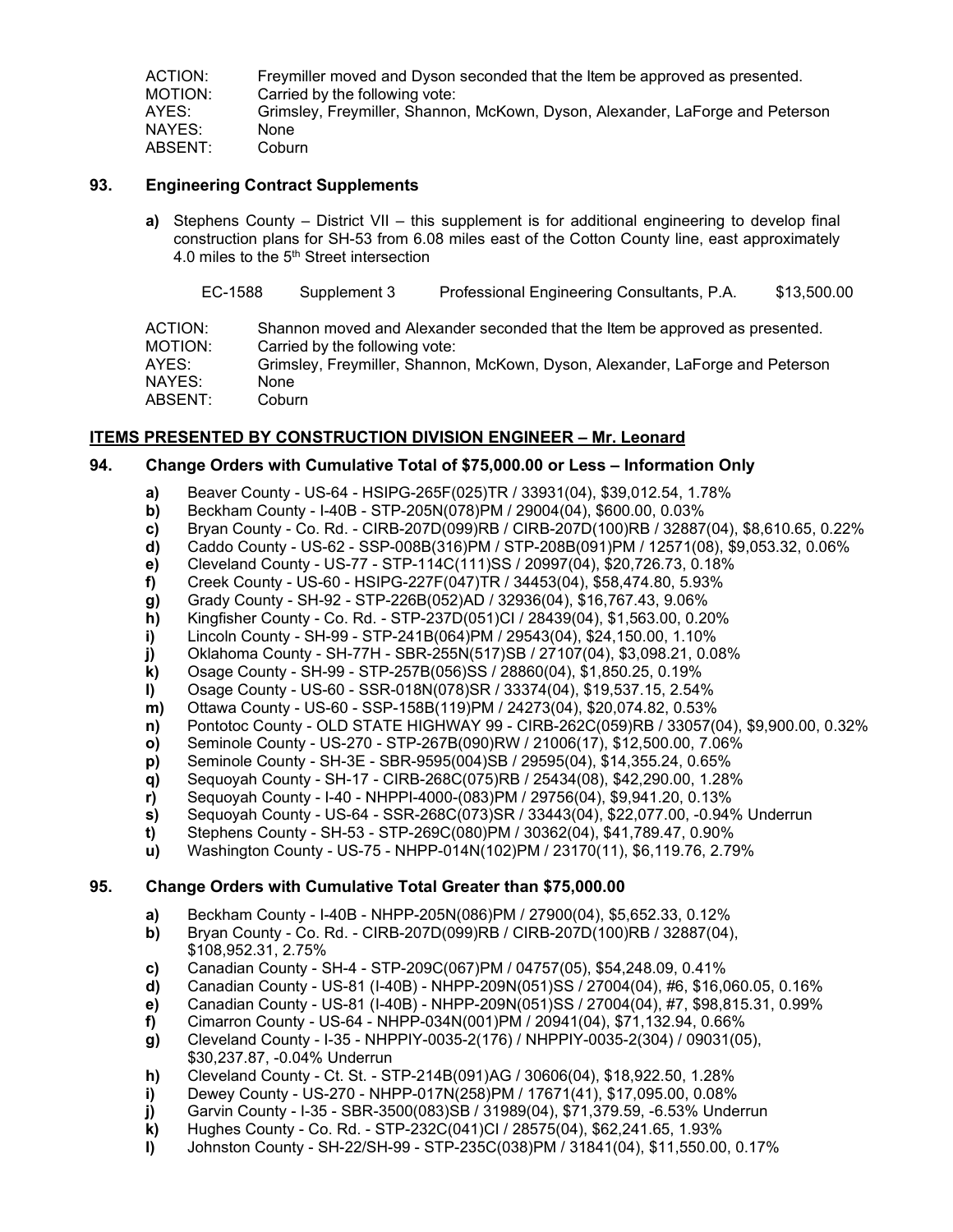ACTION: Freymiller moved and Dyson seconded that the Item be approved as presented.
MOTION: Carried by the following vote:
AYES: Grimsley, Freymiller, Shannon, McKown, Dyson, Alexander, LaForge and Peterson
NAYES: None
ABSENT: Coburn

### 93. Engineering Contract Supplements

**a)** Stephens County – District VII – this supplement is for additional engineering to develop final construction plans for SH-53 from 6.08 miles east of the Cotton County line, east approximately 4.0 miles to the 5th Street intersection

| EC-1588 | Supplement 3 | Professional Engineering Consultants, P.A. | \$13,500.00 |
|---|---|---|---|

ACTION: Shannon moved and Alexander seconded that the Item be approved as presented.
MOTION: Carried by the following vote:
AYES: Grimsley, Freymiller, Shannon, McKown, Dyson, Alexander, LaForge and Peterson
NAYES: None
ABSENT: Coburn

## ITEMS PRESENTED BY CONSTRUCTION DIVISION ENGINEER – Mr. Leonard

### 94. Change Orders with Cumulative Total of \$75,000.00 or Less – Information Only

**a)** Beaver County - US-64 - HSIPG-265F(025)TR / 33931(04), \$39,012.54, 1.78%
**b)** Beckham County - I-40B - STP-205N(078)PM / 29004(04), \$600.00, 0.03%
**c)** Bryan County - Co. Rd. - CIRB-207D(099)RB / CIRB-207D(100)RB / 32887(04), \$8,610.65, 0.22%
**d)** Caddo County - US-62 - SSP-008B(316)PM / STP-208B(091)PM / 12571(08), \$9,053.32, 0.06%
**e)** Cleveland County - US-77 - STP-114C(111)SS / 20997(04), \$20,726.73, 0.18%
**f)** Creek County - US-60 - HSIPG-227F(047)TR / 34453(04), \$58,474.80, 5.93%
**g)** Grady County - SH-92 - STP-226B(052)AD / 32936(04), \$16,767.43, 9.06%
**h)** Kingfisher County - Co. Rd. - STP-237D(051)CI / 28439(04), \$1,563.00, 0.20%
**i)** Lincoln County - SH-99 - STP-241B(064)PM / 29543(04), \$24,150.00, 1.10%
**j)** Oklahoma County - SH-77H - SBR-255N(517)SB / 27107(04), \$3,098.21, 0.08%
**k)** Osage County - SH-99 - STP-257B(056)SS / 28860(04), \$1,850.25, 0.19%
**l)** Osage County - US-60 - SSR-018N(078)SR / 33374(04), \$19,537.15, 2.54%
**m)** Ottawa County - US-60 - SSP-158B(119)PM / 24273(04), \$20,074.82, 0.53%
**n)** Pontotoc County - OLD STATE HIGHWAY 99 - CIRB-262C(059)RB / 33057(04), \$9,900.00, 0.32%
**o)** Seminole County - US-270 - STP-267B(090)RW / 21006(17), \$12,500.00, 7.06%
**p)** Seminole County - SH-3E - SBR-9595(004)SB / 29595(04), \$14,355.24, 0.65%
**q)** Sequoyah County - SH-17 - CIRB-268C(075)RB / 25434(08), \$42,290.00, 1.28%
**r)** Sequoyah County - I-40 - NHPPI-4000-(083)PM / 29756(04), \$9,941.20, 0.13%
**s)** Sequoyah County - US-64 - SSR-268C(073)SR / 33443(04), \$22,077.00, -0.94% Underrun
**t)** Stephens County - SH-53 - STP-269C(080)PM / 30362(04), \$41,789.47, 0.90%
**u)** Washington County - US-75 - NHPP-014N(102)PM / 23170(11), \$6,119.76, 2.79%

### 95. Change Orders with Cumulative Total Greater than \$75,000.00

**a)** Beckham County - I-40B - NHPP-205N(086)PM / 27900(04), \$5,652.33, 0.12%
**b)** Bryan County - Co. Rd. - CIRB-207D(099)RB / CIRB-207D(100)RB / 32887(04), \$108,952.31, 2.75%
**c)** Canadian County - SH-4 - STP-209C(067)PM / 04757(05), \$54,248.09, 0.41%
**d)** Canadian County - US-81 (I-40B) - NHPP-209N(051)SS / 27004(04), #6, \$16,060.05, 0.16%
**e)** Canadian County - US-81 (I-40B) - NHPP-209N(051)SS / 27004(04), #7, \$98,815.31, 0.99%
**f)** Cimarron County - US-64 - NHPP-034N(001)PM / 20941(04), \$71,132.94, 0.66%
**g)** Cleveland County - I-35 - NHPPIY-0035-2(176) / NHPPIY-0035-2(304) / 09031(05), \$30,237.87, -0.04% Underrun
**h)** Cleveland County - Ct. St. - STP-214B(091)AG / 30606(04), \$18,922.50, 1.28%
**i)** Dewey County - US-270 - NHPP-017N(258)PM / 17671(41), \$17,095.00, 0.08%
**j)** Garvin County - I-35 - SBR-3500(083)SB / 31989(04), \$71,379.59, -6.53% Underrun
**k)** Hughes County - Co. Rd. - STP-232C(041)CI / 28575(04), \$62,241.65, 1.93%
**l)** Johnston County - SH-22/SH-99 - STP-235C(038)PM / 31841(04), \$11,550.00, 0.17%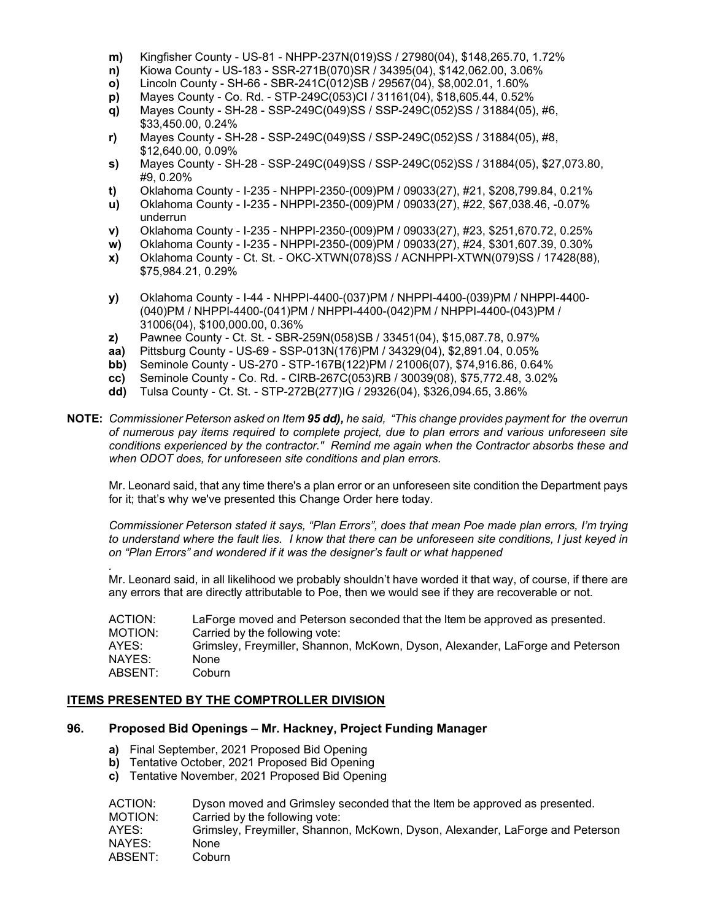- **m)** Kingfisher County - US-81 - NHPP-237N(019)SS / 27980(04), $148,265.70, 1.72%
- **n)** Kiowa County - US-183 - SSR-271B(070)SR / 34395(04), $142,062.00, 3.06%
- **o)** Lincoln County - SH-66 - SBR-241C(012)SB / 29567(04), $8,002.01, 1.60%
- **p)** Mayes County - Co. Rd. - STP-249C(053)CI / 31161(04), $18,605.44, 0.52%
- **q)** Mayes County - SH-28 - SSP-249C(049)SS / SSP-249C(052)SS / 31884(05), #6, $33,450.00, 0.24%
- **r)** Mayes County - SH-28 - SSP-249C(049)SS / SSP-249C(052)SS / 31884(05), #8, $12,640.00, 0.09%
- **s)** Mayes County - SH-28 - SSP-249C(049)SS / SSP-249C(052)SS / 31884(05), $27,073.80, #9, 0.20%
- **t)** Oklahoma County - I-235 - NHPPI-2350-(009)PM / 09033(27), #21, $208,799.84, 0.21%
- **u)** Oklahoma County - I-235 - NHPPI-2350-(009)PM / 09033(27), #22, $67,038.46, -0.07% underrun
- **v)** Oklahoma County - I-235 - NHPPI-2350-(009)PM / 09033(27), #23, $251,670.72, 0.25%
- **w)** Oklahoma County - I-235 - NHPPI-2350-(009)PM / 09033(27), #24, $301,607.39, 0.30%
- **x)** Oklahoma County - Ct. St. - OKC-XTWN(078)SS / ACNHPPI-XTWN(079)SS / 17428(88), $75,984.21, 0.29%
- **y)** Oklahoma County - I-44 - NHPPI-4400-(037)PM / NHPPI-4400-(039)PM / NHPPI-4400-(040)PM / NHPPI-4400-(041)PM / NHPPI-4400-(042)PM / NHPPI-4400-(043)PM / 31006(04), $100,000.00, 0.36%
- **z)** Pawnee County - Ct. St. - SBR-259N(058)SB / 33451(04), $15,087.78, 0.97%
- **aa)** Pittsburg County - US-69 - SSP-013N(176)PM / 34329(04), $2,891.04, 0.05%
- **bb)** Seminole County - US-270 - STP-167B(122)PM / 21006(07), $74,916.86, 0.64%
- **cc)** Seminole County - Co. Rd. - CIRB-267C(053)RB / 30039(08), $75,772.48, 3.02%
- **dd)** Tulsa County - Ct. St. - STP-272B(277)IG / 29326(04), $326,094.65, 3.86%

**NOTE:** *Commissioner Peterson asked on Item **95 dd),** he said, "This change provides payment for the overrun of numerous pay items required to complete project, due to plan errors and various unforeseen site conditions experienced by the contractor." Remind me again when the Contractor absorbs these and when ODOT does, for unforeseen site conditions and plan errors.*

Mr. Leonard said, that any time there's a plan error or an unforeseen site condition the Department pays for it; that's why we've presented this Change Order here today.

*Commissioner Peterson stated it says, "Plan Errors", does that mean Poe made plan errors, I'm trying to understand where the fault lies. I know that there can be unforeseen site conditions, I just keyed in on "Plan Errors" and wondered if it was the designer's fault or what happened*

Mr. Leonard said, in all likelihood we probably shouldn't have worded it that way, of course, if there are any errors that are directly attributable to Poe, then we would see if they are recoverable or not.

| | |
|---|---|
| ACTION: | LaForge moved and Peterson seconded that the Item be approved as presented. |
| MOTION: | Carried by the following vote: |
| AYES: | Grimsley, Freymiller, Shannon, McKown, Dyson, Alexander, LaForge and Peterson |
| NAYES: | None |
| ABSENT: | Coburn |

## ITEMS PRESENTED BY THE COMPTROLLER DIVISION

### 96. Proposed Bid Openings – Mr. Hackney, Project Funding Manager

- **a)** Final September, 2021 Proposed Bid Opening
- **b)** Tentative October, 2021 Proposed Bid Opening
- **c)** Tentative November, 2021 Proposed Bid Opening

| | |
|---|---|
| ACTION: | Dyson moved and Grimsley seconded that the Item be approved as presented. |
| MOTION: | Carried by the following vote: |
| AYES: | Grimsley, Freymiller, Shannon, McKown, Dyson, Alexander, LaForge and Peterson |
| NAYES: | None |
| ABSENT: | Coburn |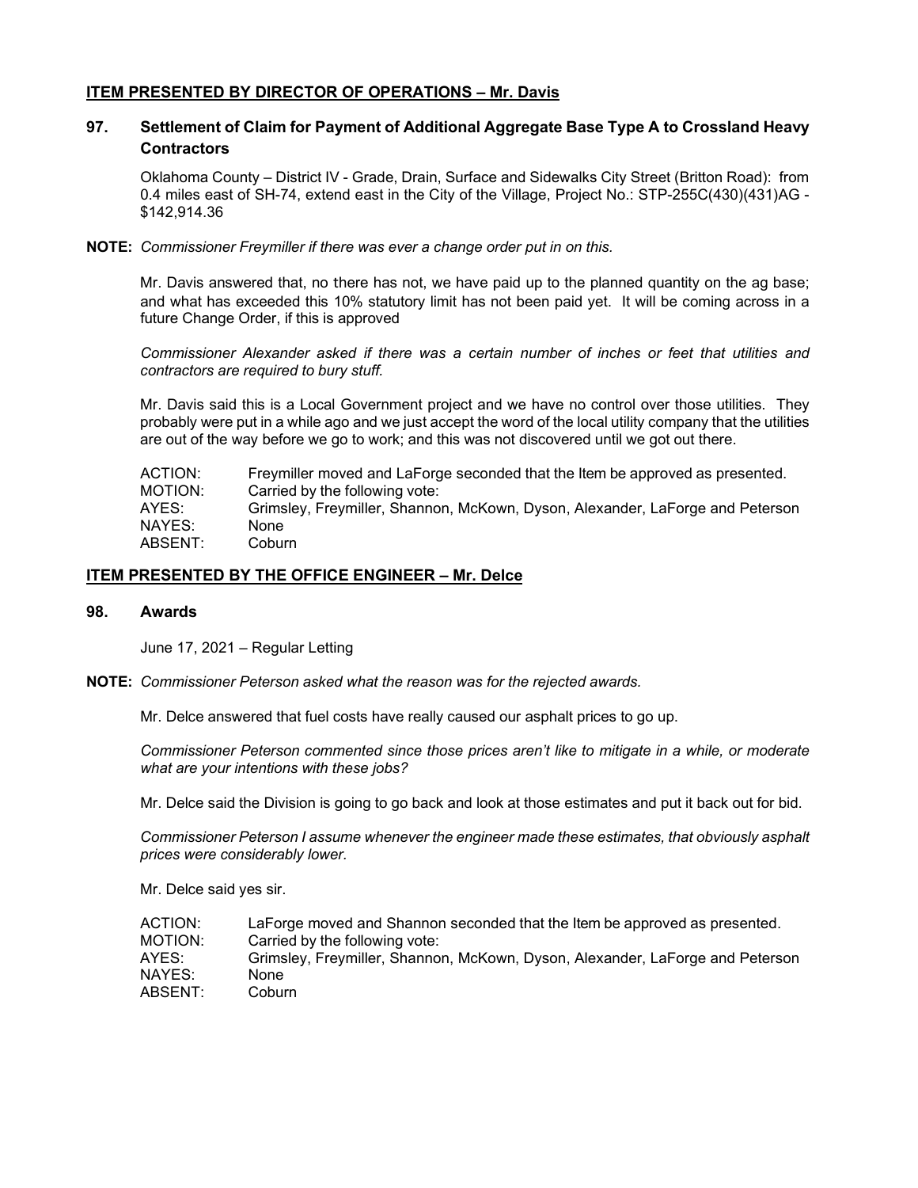**ITEM PRESENTED BY DIRECTOR OF OPERATIONS – Mr. Davis**

## 97. Settlement of Claim for Payment of Additional Aggregate Base Type A to Crossland Heavy Contractors

Oklahoma County – District IV - Grade, Drain, Surface and Sidewalks City Street (Britton Road): from 0.4 miles east of SH-74, extend east in the City of the Village, Project No.: STP-255C(430)(431)AG - $142,914.36

**NOTE:** *Commissioner Freymiller if there was ever a change order put in on this.*

Mr. Davis answered that, no there has not, we have paid up to the planned quantity on the ag base; and what has exceeded this 10% statutory limit has not been paid yet. It will be coming across in a future Change Order, if this is approved

*Commissioner Alexander asked if there was a certain number of inches or feet that utilities and contractors are required to bury stuff.*

Mr. Davis said this is a Local Government project and we have no control over those utilities. They probably were put in a while ago and we just accept the word of the local utility company that the utilities are out of the way before we go to work; and this was not discovered until we got out there.

| | |
|---|---|
| ACTION: | Freymiller moved and LaForge seconded that the Item be approved as presented. |
| MOTION: | Carried by the following vote: |
| AYES: | Grimsley, Freymiller, Shannon, McKown, Dyson, Alexander, LaForge and Peterson |
| NAYES: | None |
| ABSENT: | Coburn |

**ITEM PRESENTED BY THE OFFICE ENGINEER – Mr. Delce**

## 98. Awards

June 17, 2021 – Regular Letting

**NOTE:** *Commissioner Peterson asked what the reason was for the rejected awards.*

Mr. Delce answered that fuel costs have really caused our asphalt prices to go up.

*Commissioner Peterson commented since those prices aren't like to mitigate in a while, or moderate what are your intentions with these jobs?*

Mr. Delce said the Division is going to go back and look at those estimates and put it back out for bid.

*Commissioner Peterson I assume whenever the engineer made these estimates, that obviously asphalt prices were considerably lower.*

Mr. Delce said yes sir.

| | |
|---|---|
| ACTION: | LaForge moved and Shannon seconded that the Item be approved as presented. |
| MOTION: | Carried by the following vote: |
| AYES: | Grimsley, Freymiller, Shannon, McKown, Dyson, Alexander, LaForge and Peterson |
| NAYES: | None |
| ABSENT: | Coburn |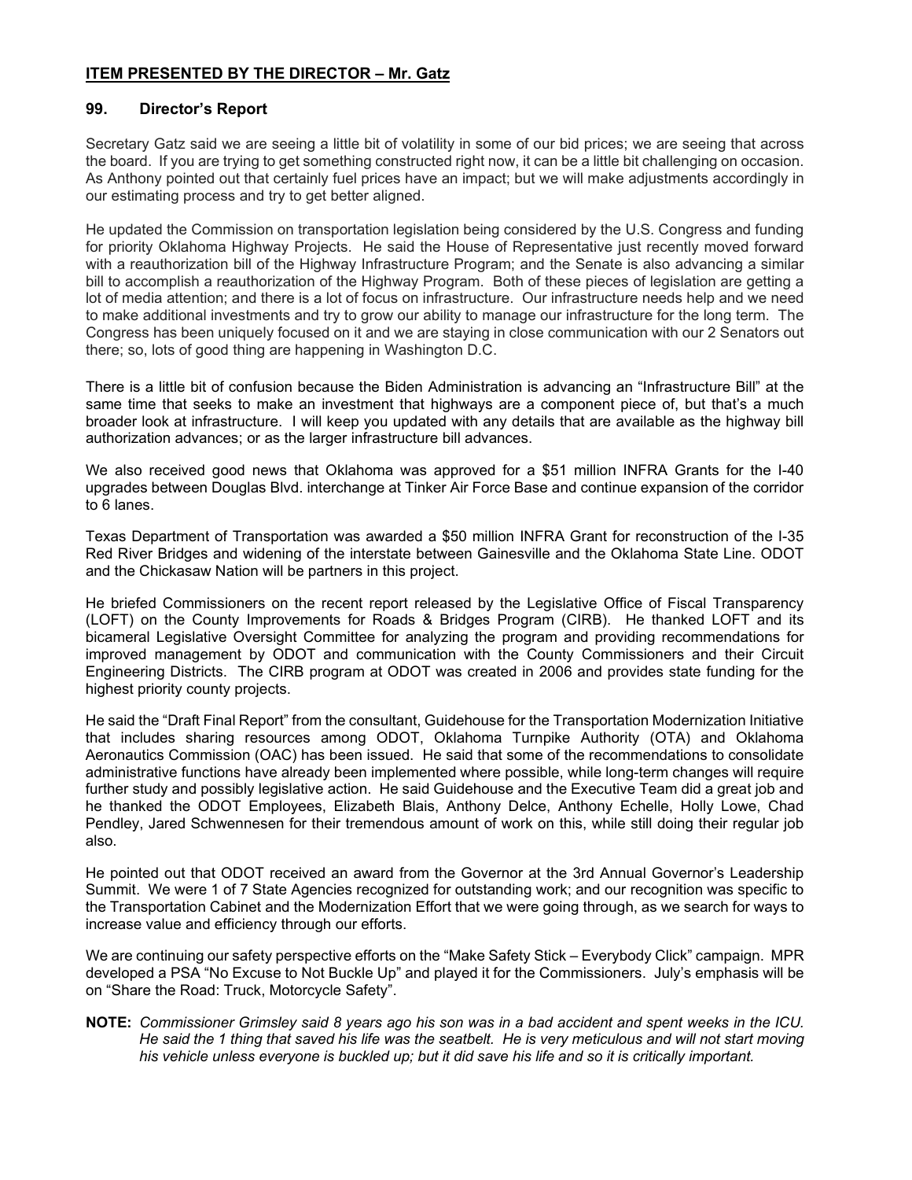## ITEM PRESENTED BY THE DIRECTOR – Mr. Gatz

### 99. Director's Report

Secretary Gatz said we are seeing a little bit of volatility in some of our bid prices; we are seeing that across the board. If you are trying to get something constructed right now, it can be a little bit challenging on occasion. As Anthony pointed out that certainly fuel prices have an impact; but we will make adjustments accordingly in our estimating process and try to get better aligned.

He updated the Commission on transportation legislation being considered by the U.S. Congress and funding for priority Oklahoma Highway Projects. He said the House of Representative just recently moved forward with a reauthorization bill of the Highway Infrastructure Program; and the Senate is also advancing a similar bill to accomplish a reauthorization of the Highway Program. Both of these pieces of legislation are getting a lot of media attention; and there is a lot of focus on infrastructure. Our infrastructure needs help and we need to make additional investments and try to grow our ability to manage our infrastructure for the long term. The Congress has been uniquely focused on it and we are staying in close communication with our 2 Senators out there; so, lots of good thing are happening in Washington D.C.

There is a little bit of confusion because the Biden Administration is advancing an "Infrastructure Bill" at the same time that seeks to make an investment that highways are a component piece of, but that's a much broader look at infrastructure. I will keep you updated with any details that are available as the highway bill authorization advances; or as the larger infrastructure bill advances.

We also received good news that Oklahoma was approved for a $51 million INFRA Grants for the I-40 upgrades between Douglas Blvd. interchange at Tinker Air Force Base and continue expansion of the corridor to 6 lanes.

Texas Department of Transportation was awarded a $50 million INFRA Grant for reconstruction of the I-35 Red River Bridges and widening of the interstate between Gainesville and the Oklahoma State Line. ODOT and the Chickasaw Nation will be partners in this project.

He briefed Commissioners on the recent report released by the Legislative Office of Fiscal Transparency (LOFT) on the County Improvements for Roads & Bridges Program (CIRB). He thanked LOFT and its bicameral Legislative Oversight Committee for analyzing the program and providing recommendations for improved management by ODOT and communication with the County Commissioners and their Circuit Engineering Districts. The CIRB program at ODOT was created in 2006 and provides state funding for the highest priority county projects.

He said the "Draft Final Report" from the consultant, Guidehouse for the Transportation Modernization Initiative that includes sharing resources among ODOT, Oklahoma Turnpike Authority (OTA) and Oklahoma Aeronautics Commission (OAC) has been issued. He said that some of the recommendations to consolidate administrative functions have already been implemented where possible, while long-term changes will require further study and possibly legislative action. He said Guidehouse and the Executive Team did a great job and he thanked the ODOT Employees, Elizabeth Blais, Anthony Delce, Anthony Echelle, Holly Lowe, Chad Pendley, Jared Schwennesen for their tremendous amount of work on this, while still doing their regular job also.

He pointed out that ODOT received an award from the Governor at the 3rd Annual Governor's Leadership Summit. We were 1 of 7 State Agencies recognized for outstanding work; and our recognition was specific to the Transportation Cabinet and the Modernization Effort that we were going through, as we search for ways to increase value and efficiency through our efforts.

We are continuing our safety perspective efforts on the "Make Safety Stick – Everybody Click" campaign. MPR developed a PSA "No Excuse to Not Buckle Up" and played it for the Commissioners. July's emphasis will be on "Share the Road: Truck, Motorcycle Safety".

**NOTE:** *Commissioner Grimsley said 8 years ago his son was in a bad accident and spent weeks in the ICU. He said the 1 thing that saved his life was the seatbelt. He is very meticulous and will not start moving his vehicle unless everyone is buckled up; but it did save his life and so it is critically important.*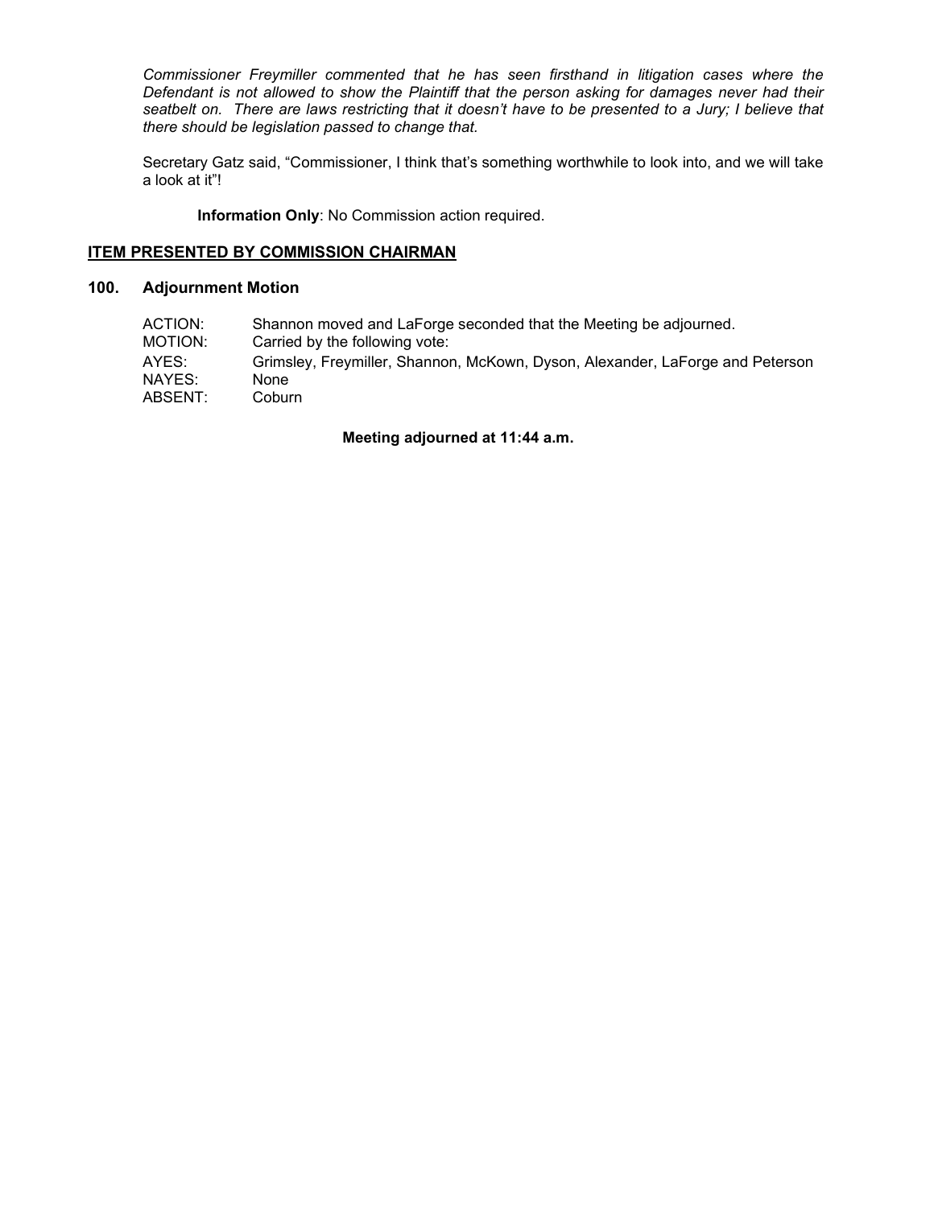*Commissioner Freymiller commented that he has seen firsthand in litigation cases where the Defendant is not allowed to show the Plaintiff that the person asking for damages never had their seatbelt on. There are laws restricting that it doesn't have to be presented to a Jury; I believe that there should be legislation passed to change that.*

Secretary Gatz said, "Commissioner, I think that's something worthwhile to look into, and we will take a look at it"!

**Information Only**: No Commission action required.

**ITEM PRESENTED BY COMMISSION CHAIRMAN**

**100. Adjournment Motion**

ACTION: Shannon moved and LaForge seconded that the Meeting be adjourned.
MOTION: Carried by the following vote:
AYES: Grimsley, Freymiller, Shannon, McKown, Dyson, Alexander, LaForge and Peterson
NAYES: None
ABSENT: Coburn

**Meeting adjourned at 11:44 a.m.**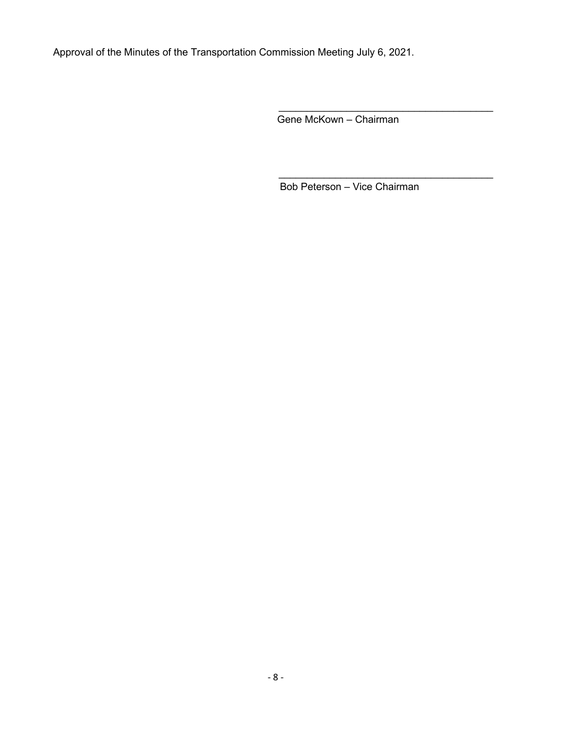Approval of the Minutes of the Transportation Commission Meeting July 6, 2021.

\_\_\_\_\_\_\_\_\_\_\_\_\_\_\_\_\_\_\_\_\_\_\_\_\_\_\_\_\_\_\_\_\_\_\_\_\_\_

Gene McKown – Chairman

\_\_\_\_\_\_\_\_\_\_\_\_\_\_\_\_\_\_\_\_\_\_\_\_\_\_\_\_\_\_\_\_\_\_\_\_\_\_

Bob Peterson – Vice Chairman